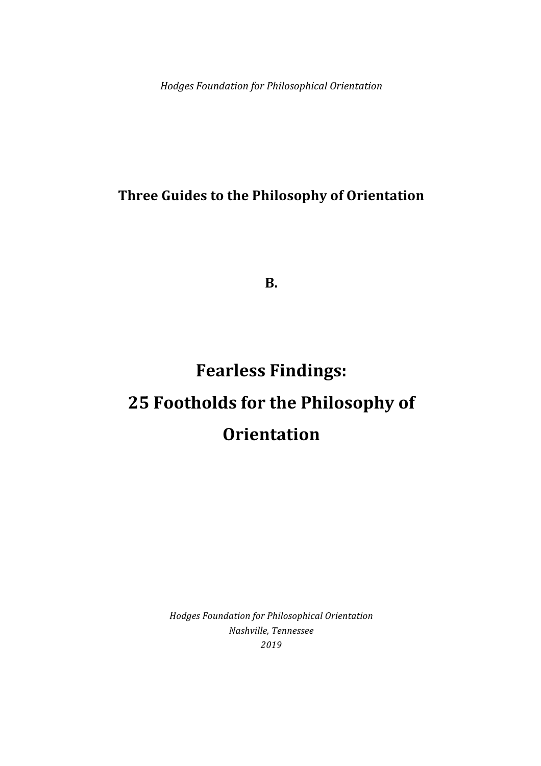*Hodges Foundation for Philosophical Orientation*

**Three Guides to the Philosophy of Orientation**

**B.**

# Fearless Findings: 25 Footholds for the Philosophy of Orientation

*Hodges Foundation for Philosophical Orientation*
*Nashville, Tennessee*
*2019*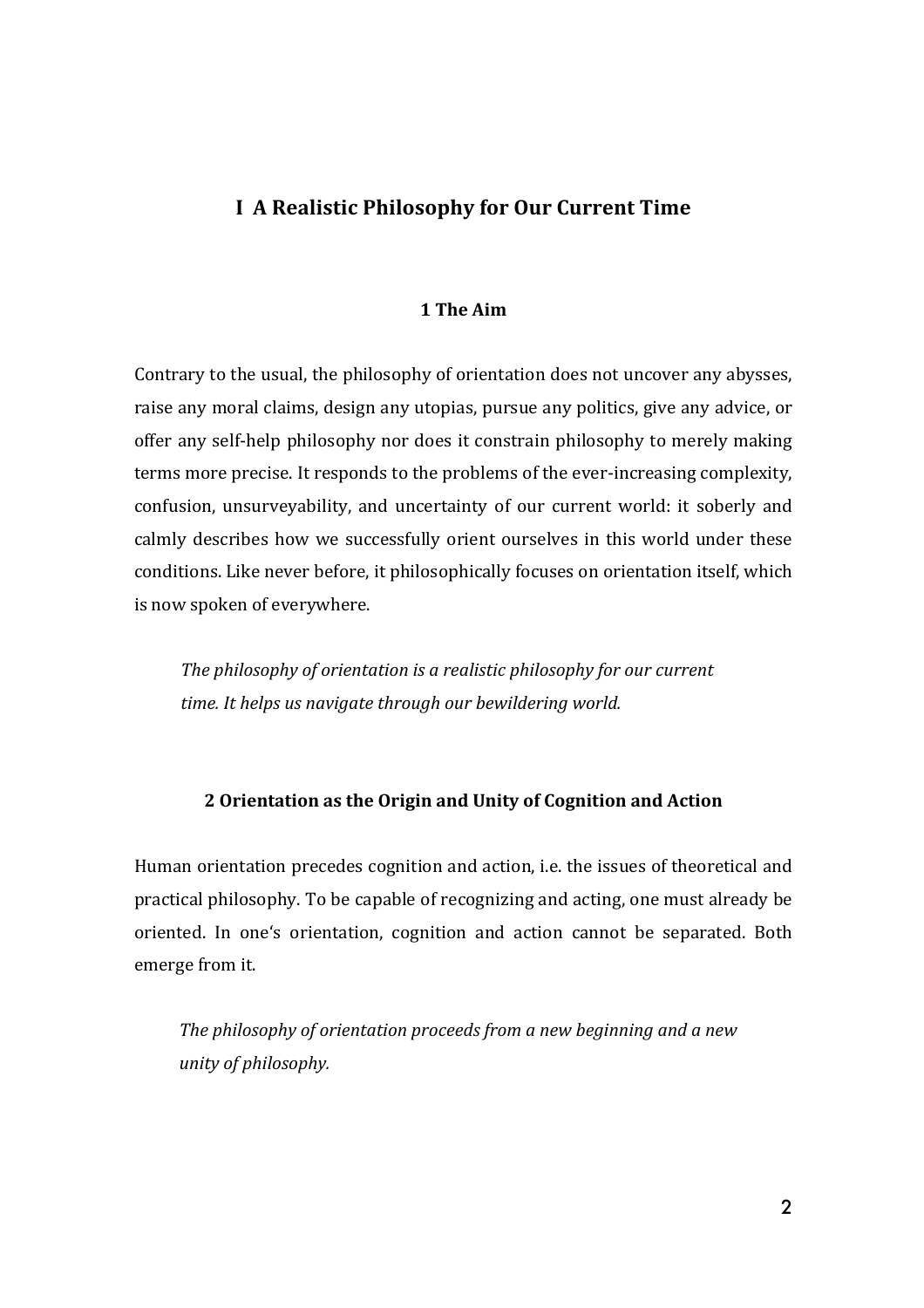# I A Realistic Philosophy for Our Current Time

## 1 The Aim

Contrary to the usual, the philosophy of orientation does not uncover any abysses, raise any moral claims, design any utopias, pursue any politics, give any advice, or offer any self-help philosophy nor does it constrain philosophy to merely making terms more precise. It responds to the problems of the ever-increasing complexity, confusion, unsurveyability, and uncertainty of our current world: it soberly and calmly describes how we successfully orient ourselves in this world under these conditions. Like never before, it philosophically focuses on orientation itself, which is now spoken of everywhere.

*The philosophy of orientation is a realistic philosophy for our current time. It helps us navigate through our bewildering world.*

## 2 Orientation as the Origin and Unity of Cognition and Action

Human orientation precedes cognition and action, i.e. the issues of theoretical and practical philosophy. To be capable of recognizing and acting, one must already be oriented. In one's orientation, cognition and action cannot be separated. Both emerge from it.

*The philosophy of orientation proceeds from a new beginning and a new unity of philosophy.*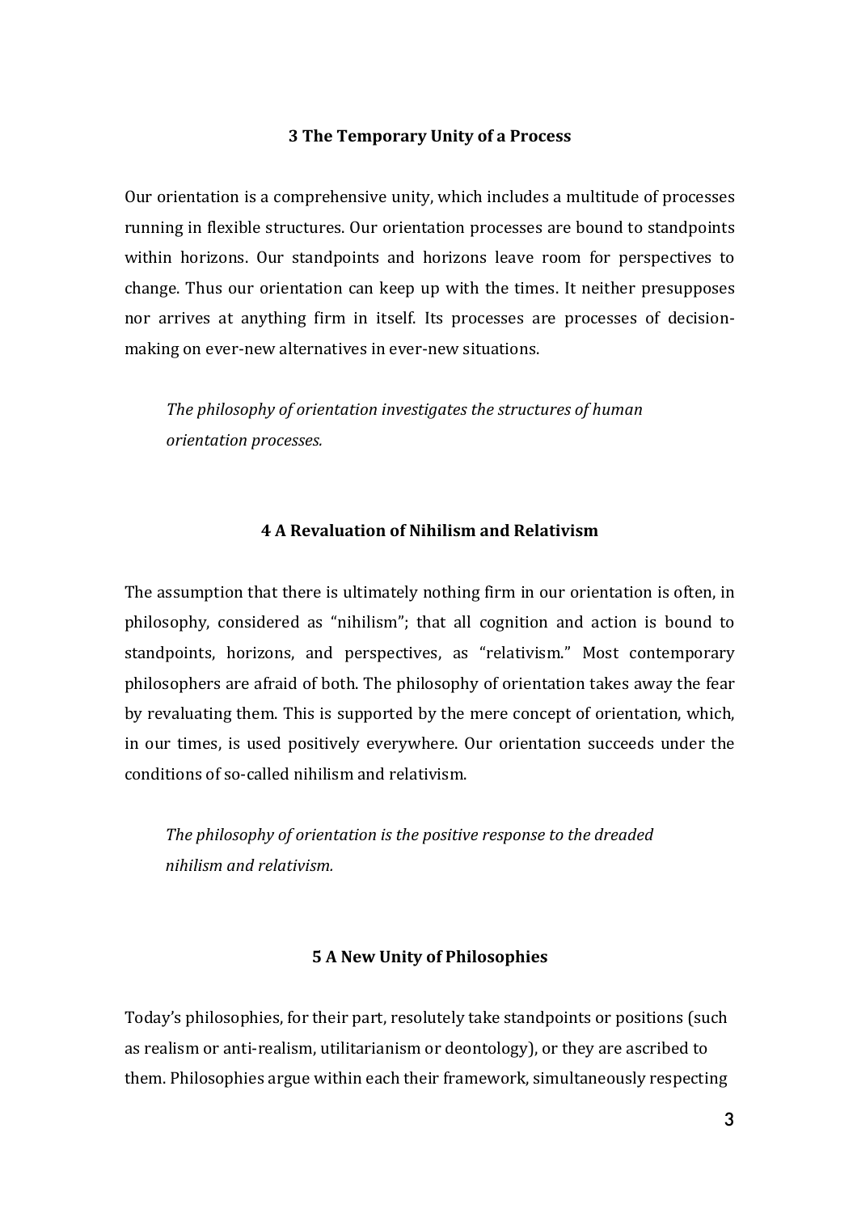## 3 The Temporary Unity of a Process

Our orientation is a comprehensive unity, which includes a multitude of processes running in flexible structures. Our orientation processes are bound to standpoints within horizons. Our standpoints and horizons leave room for perspectives to change. Thus our orientation can keep up with the times. It neither presupposes nor arrives at anything firm in itself. Its processes are processes of decision-making on ever-new alternatives in ever-new situations.

> *The philosophy of orientation investigates the structures of human orientation processes.*

## 4 A Revaluation of Nihilism and Relativism

The assumption that there is ultimately nothing firm in our orientation is often, in philosophy, considered as "nihilism"; that all cognition and action is bound to standpoints, horizons, and perspectives, as "relativism." Most contemporary philosophers are afraid of both. The philosophy of orientation takes away the fear by revaluating them. This is supported by the mere concept of orientation, which, in our times, is used positively everywhere. Our orientation succeeds under the conditions of so-called nihilism and relativism.

> *The philosophy of orientation is the positive response to the dreaded nihilism and relativism.*

## 5 A New Unity of Philosophies

Today's philosophies, for their part, resolutely take standpoints or positions (such as realism or anti-realism, utilitarianism or deontology), or they are ascribed to them. Philosophies argue within each their framework, simultaneously respecting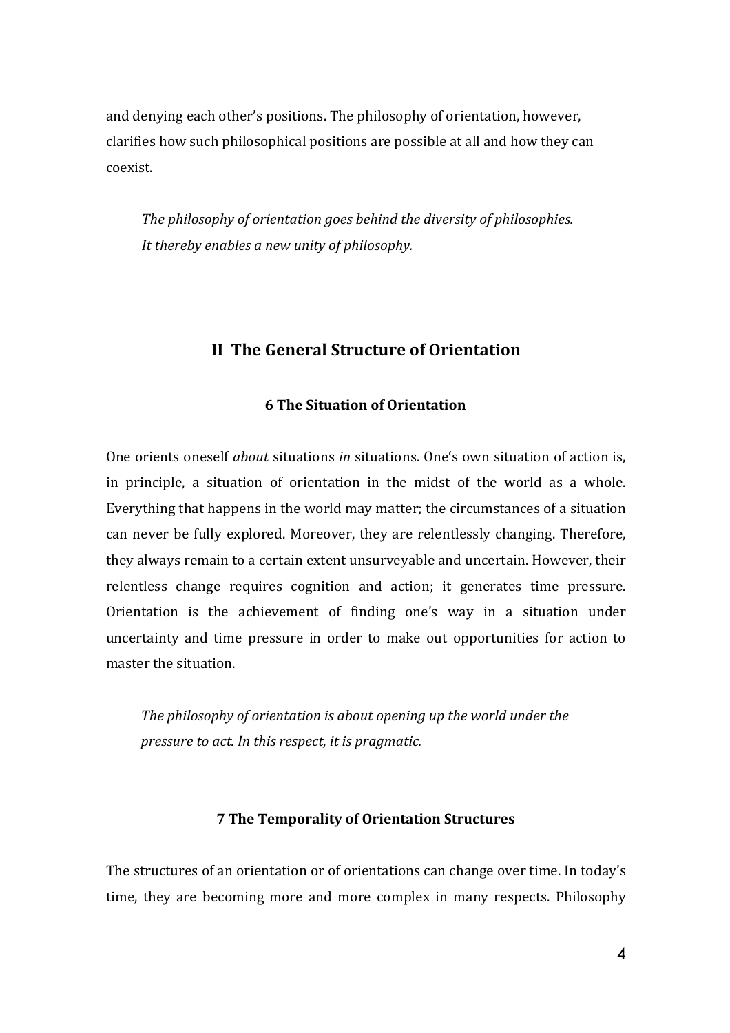and denying each other's positions. The philosophy of orientation, however, clarifies how such philosophical positions are possible at all and how they can coexist.

> *The philosophy of orientation goes behind the diversity of philosophies. It thereby enables a new unity of philosophy.*

## II The General Structure of Orientation

### 6 The Situation of Orientation

One orients oneself *about* situations *in* situations. One's own situation of action is, in principle, a situation of orientation in the midst of the world as a whole. Everything that happens in the world may matter; the circumstances of a situation can never be fully explored. Moreover, they are relentlessly changing. Therefore, they always remain to a certain extent unsurveyable and uncertain. However, their relentless change requires cognition and action; it generates time pressure. Orientation is the achievement of finding one's way in a situation under uncertainty and time pressure in order to make out opportunities for action to master the situation.

> *The philosophy of orientation is about opening up the world under the pressure to act. In this respect, it is pragmatic.*

### 7 The Temporality of Orientation Structures

The structures of an orientation or of orientations can change over time. In today's time, they are becoming more and more complex in many respects. Philosophy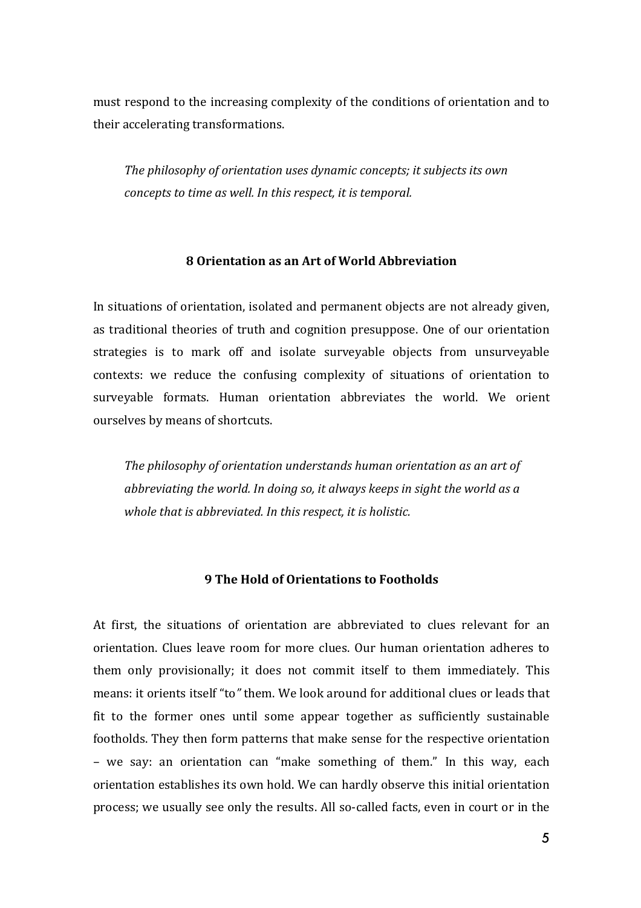must respond to the increasing complexity of the conditions of orientation and to their accelerating transformations.

> *The philosophy of orientation uses dynamic concepts; it subjects its own concepts to time as well. In this respect, it is temporal.*

### 8 Orientation as an Art of World Abbreviation

In situations of orientation, isolated and permanent objects are not already given, as traditional theories of truth and cognition presuppose. One of our orientation strategies is to mark off and isolate surveyable objects from unsurveyable contexts: we reduce the confusing complexity of situations of orientation to surveyable formats. Human orientation abbreviates the world. We orient ourselves by means of shortcuts.

> *The philosophy of orientation understands human orientation as an art of abbreviating the world. In doing so, it always keeps in sight the world as a whole that is abbreviated. In this respect, it is holistic.*

### 9 The Hold of Orientations to Footholds

At first, the situations of orientation are abbreviated to clues relevant for an orientation. Clues leave room for more clues. Our human orientation adheres to them only provisionally; it does not commit itself to them immediately. This means: it orients itself "to" them. We look around for additional clues or leads that fit to the former ones until some appear together as sufficiently sustainable footholds. They then form patterns that make sense for the respective orientation – we say: an orientation can "make something of them." In this way, each orientation establishes its own hold. We can hardly observe this initial orientation process; we usually see only the results. All so-called facts, even in court or in the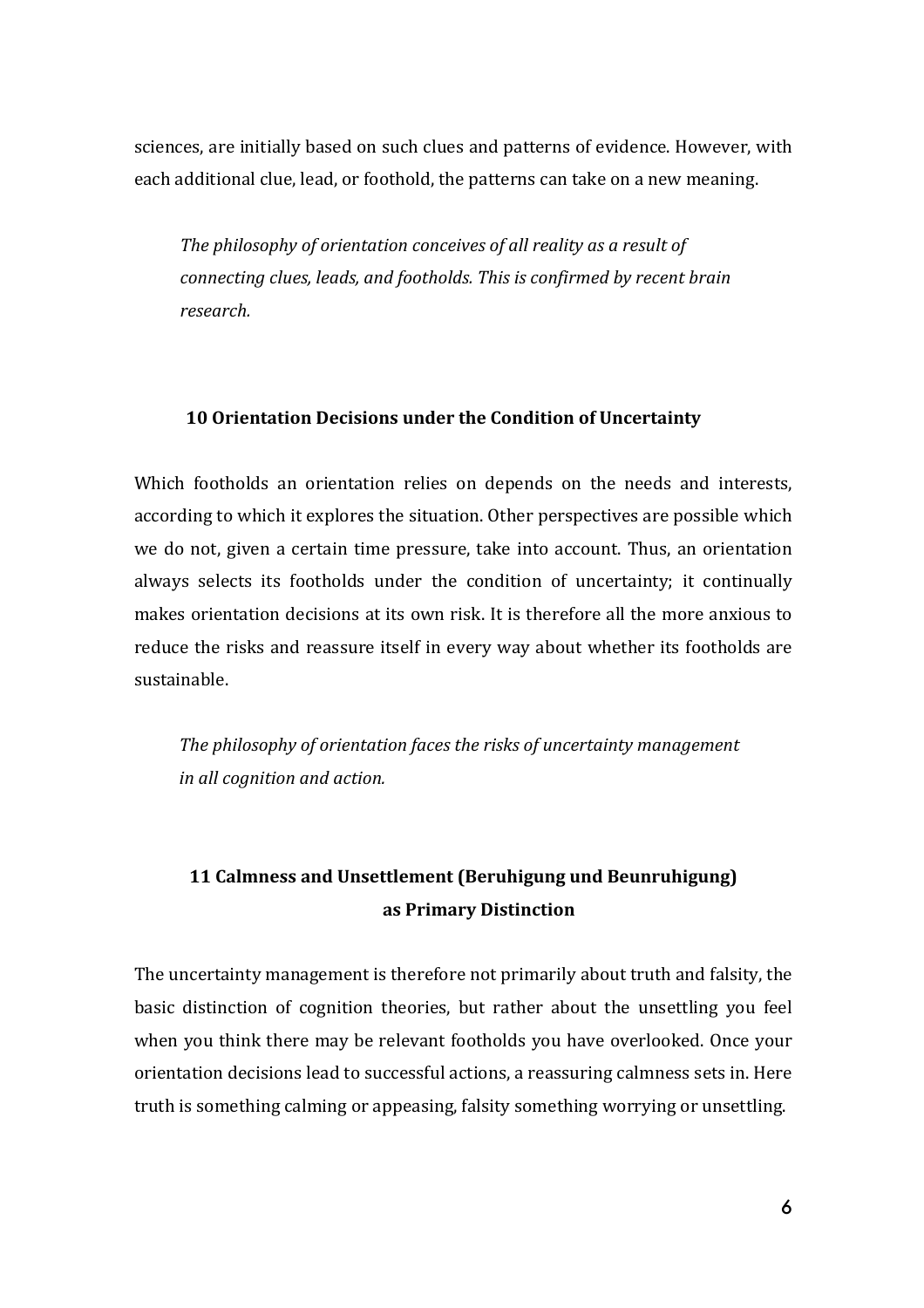sciences, are initially based on such clues and patterns of evidence. However, with each additional clue, lead, or foothold, the patterns can take on a new meaning.

*The philosophy of orientation conceives of all reality as a result of connecting clues, leads, and footholds. This is confirmed by recent brain research.*

## 10 Orientation Decisions under the Condition of Uncertainty

Which footholds an orientation relies on depends on the needs and interests, according to which it explores the situation. Other perspectives are possible which we do not, given a certain time pressure, take into account. Thus, an orientation always selects its footholds under the condition of uncertainty; it continually makes orientation decisions at its own risk. It is therefore all the more anxious to reduce the risks and reassure itself in every way about whether its footholds are sustainable.

*The philosophy of orientation faces the risks of uncertainty management in all cognition and action.*

## 11 Calmness and Unsettlement (Beruhigung und Beunruhigung) as Primary Distinction

The uncertainty management is therefore not primarily about truth and falsity, the basic distinction of cognition theories, but rather about the unsettling you feel when you think there may be relevant footholds you have overlooked. Once your orientation decisions lead to successful actions, a reassuring calmness sets in. Here truth is something calming or appeasing, falsity something worrying or unsettling.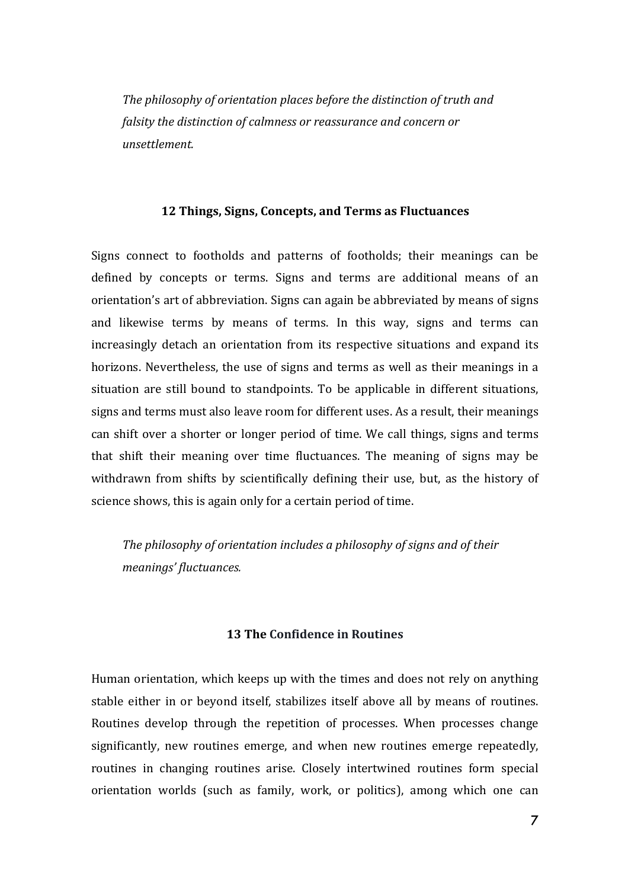*The philosophy of orientation places before the distinction of truth and falsity the distinction of calmness or reassurance and concern or unsettlement.*

### 12 Things, Signs, Concepts, and Terms as Fluctuances

Signs connect to footholds and patterns of footholds; their meanings can be defined by concepts or terms. Signs and terms are additional means of an orientation's art of abbreviation. Signs can again be abbreviated by means of signs and likewise terms by means of terms. In this way, signs and terms can increasingly detach an orientation from its respective situations and expand its horizons. Nevertheless, the use of signs and terms as well as their meanings in a situation are still bound to standpoints. To be applicable in different situations, signs and terms must also leave room for different uses. As a result, their meanings can shift over a shorter or longer period of time. We call things, signs and terms that shift their meaning over time fluctuances. The meaning of signs may be withdrawn from shifts by scientifically defining their use, but, as the history of science shows, this is again only for a certain period of time.

*The philosophy of orientation includes a philosophy of signs and of their meanings' fluctuances.*

### 13 The Confidence in Routines

Human orientation, which keeps up with the times and does not rely on anything stable either in or beyond itself, stabilizes itself above all by means of routines. Routines develop through the repetition of processes. When processes change significantly, new routines emerge, and when new routines emerge repeatedly, routines in changing routines arise. Closely intertwined routines form special orientation worlds (such as family, work, or politics), among which one can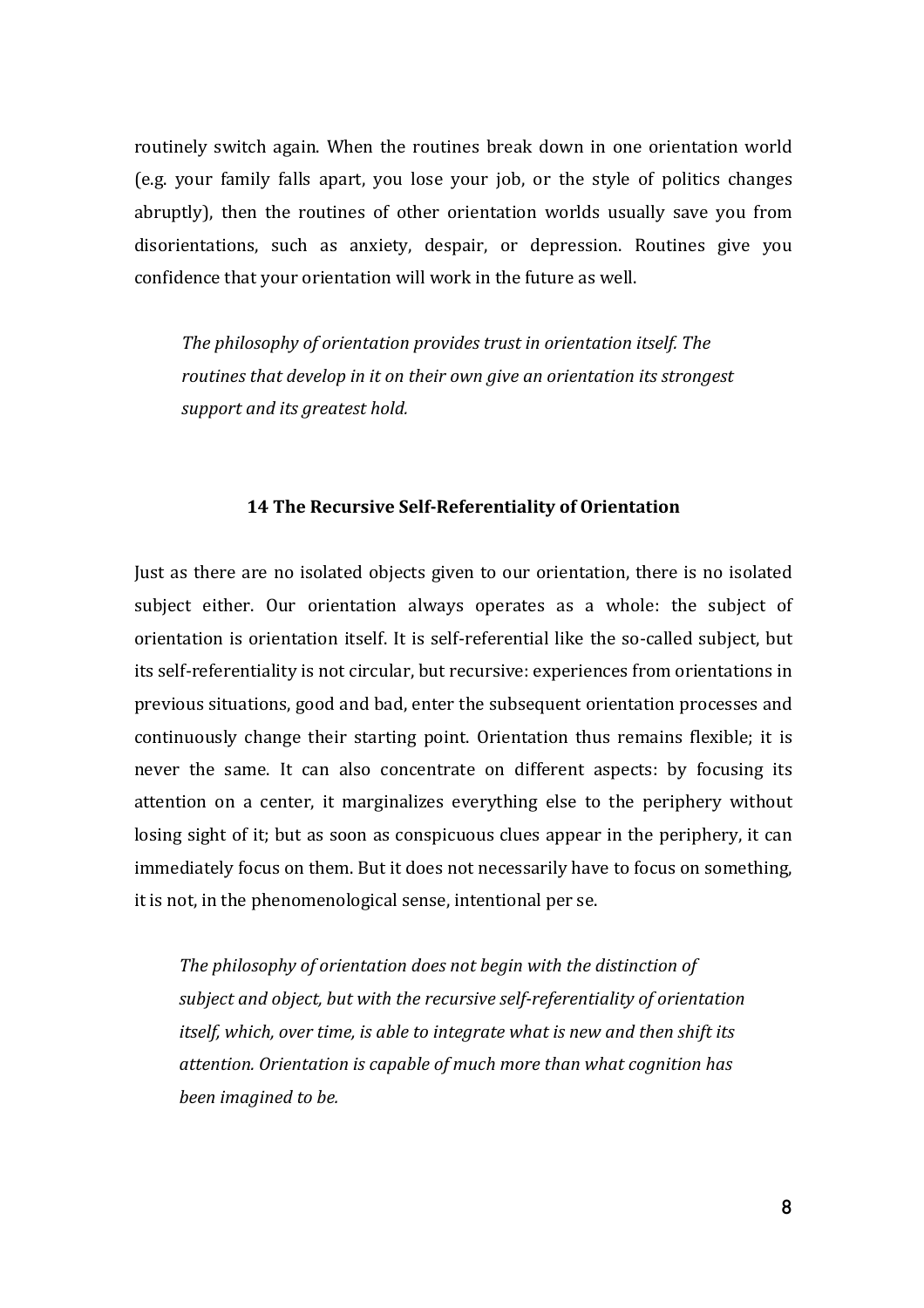routinely switch again. When the routines break down in one orientation world (e.g. your family falls apart, you lose your job, or the style of politics changes abruptly), then the routines of other orientation worlds usually save you from disorientations, such as anxiety, despair, or depression. Routines give you confidence that your orientation will work in the future as well.

> *The philosophy of orientation provides trust in orientation itself. The routines that develop in it on their own give an orientation its strongest support and its greatest hold.*

### 14 The Recursive Self-Referentiality of Orientation

Just as there are no isolated objects given to our orientation, there is no isolated subject either. Our orientation always operates as a whole: the subject of orientation is orientation itself. It is self-referential like the so-called subject, but its self-referentiality is not circular, but recursive: experiences from orientations in previous situations, good and bad, enter the subsequent orientation processes and continuously change their starting point. Orientation thus remains flexible; it is never the same. It can also concentrate on different aspects: by focusing its attention on a center, it marginalizes everything else to the periphery without losing sight of it; but as soon as conspicuous clues appear in the periphery, it can immediately focus on them. But it does not necessarily have to focus on something, it is not, in the phenomenological sense, intentional per se.

> *The philosophy of orientation does not begin with the distinction of subject and object, but with the recursive self-referentiality of orientation itself, which, over time, is able to integrate what is new and then shift its attention. Orientation is capable of much more than what cognition has been imagined to be.*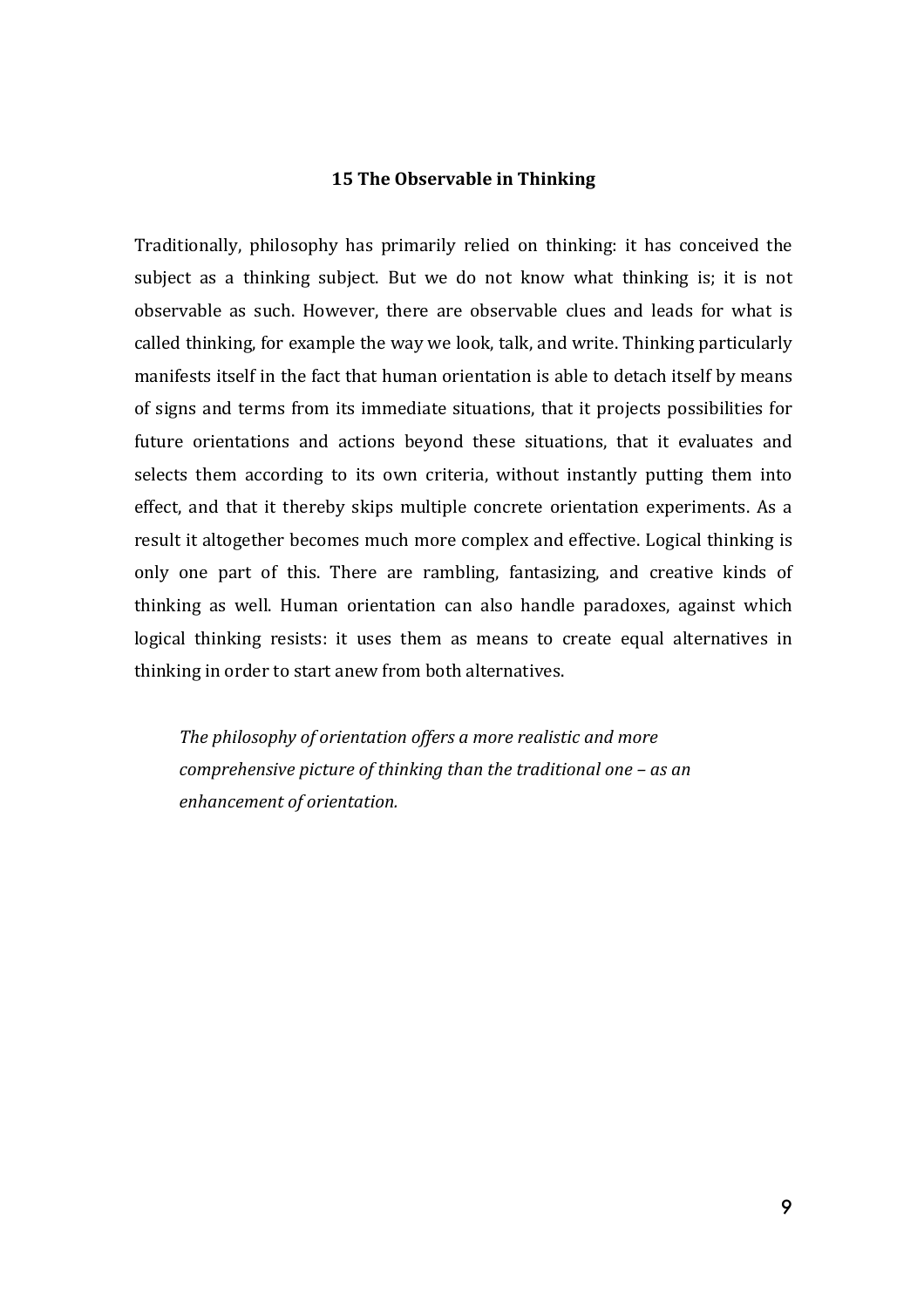## 15 The Observable in Thinking

Traditionally, philosophy has primarily relied on thinking: it has conceived the subject as a thinking subject. But we do not know what thinking is; it is not observable as such. However, there are observable clues and leads for what is called thinking, for example the way we look, talk, and write. Thinking particularly manifests itself in the fact that human orientation is able to detach itself by means of signs and terms from its immediate situations, that it projects possibilities for future orientations and actions beyond these situations, that it evaluates and selects them according to its own criteria, without instantly putting them into effect, and that it thereby skips multiple concrete orientation experiments. As a result it altogether becomes much more complex and effective. Logical thinking is only one part of this. There are rambling, fantasizing, and creative kinds of thinking as well. Human orientation can also handle paradoxes, against which logical thinking resists: it uses them as means to create equal alternatives in thinking in order to start anew from both alternatives.

> *The philosophy of orientation offers a more realistic and more comprehensive picture of thinking than the traditional one – as an enhancement of orientation.*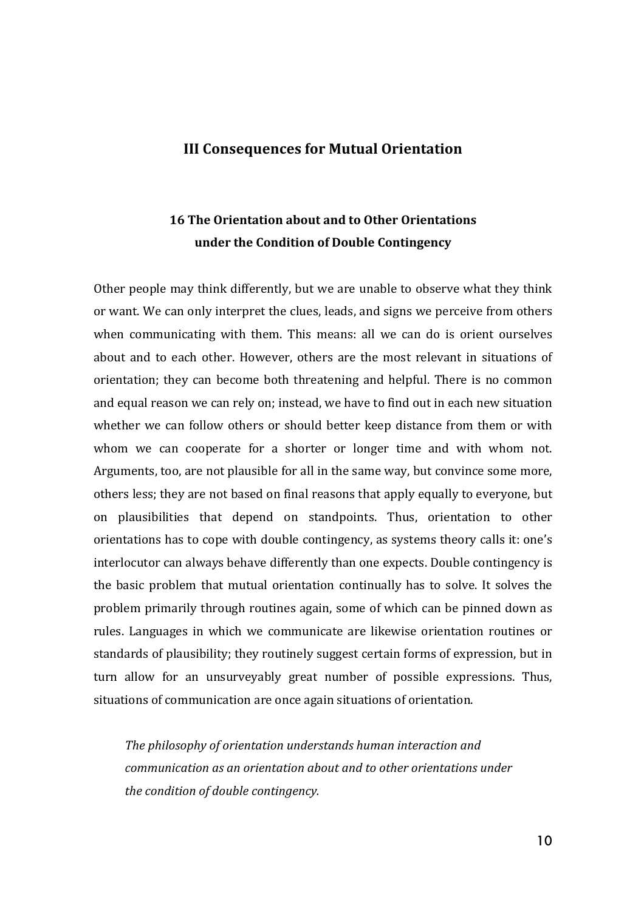## III Consequences for Mutual Orientation

### 16 The Orientation about and to Other Orientations under the Condition of Double Contingency

Other people may think differently, but we are unable to observe what they think or want. We can only interpret the clues, leads, and signs we perceive from others when communicating with them. This means: all we can do is orient ourselves about and to each other. However, others are the most relevant in situations of orientation; they can become both threatening and helpful. There is no common and equal reason we can rely on; instead, we have to find out in each new situation whether we can follow others or should better keep distance from them or with whom we can cooperate for a shorter or longer time and with whom not. Arguments, too, are not plausible for all in the same way, but convince some more, others less; they are not based on final reasons that apply equally to everyone, but on plausibilities that depend on standpoints. Thus, orientation to other orientations has to cope with double contingency, as systems theory calls it: one's interlocutor can always behave differently than one expects. Double contingency is the basic problem that mutual orientation continually has to solve. It solves the problem primarily through routines again, some of which can be pinned down as rules. Languages in which we communicate are likewise orientation routines or standards of plausibility; they routinely suggest certain forms of expression, but in turn allow for an unsurveyably great number of possible expressions. Thus, situations of communication are once again situations of orientation.

> *The philosophy of orientation understands human interaction and communication as an orientation about and to other orientations under the condition of double contingency.*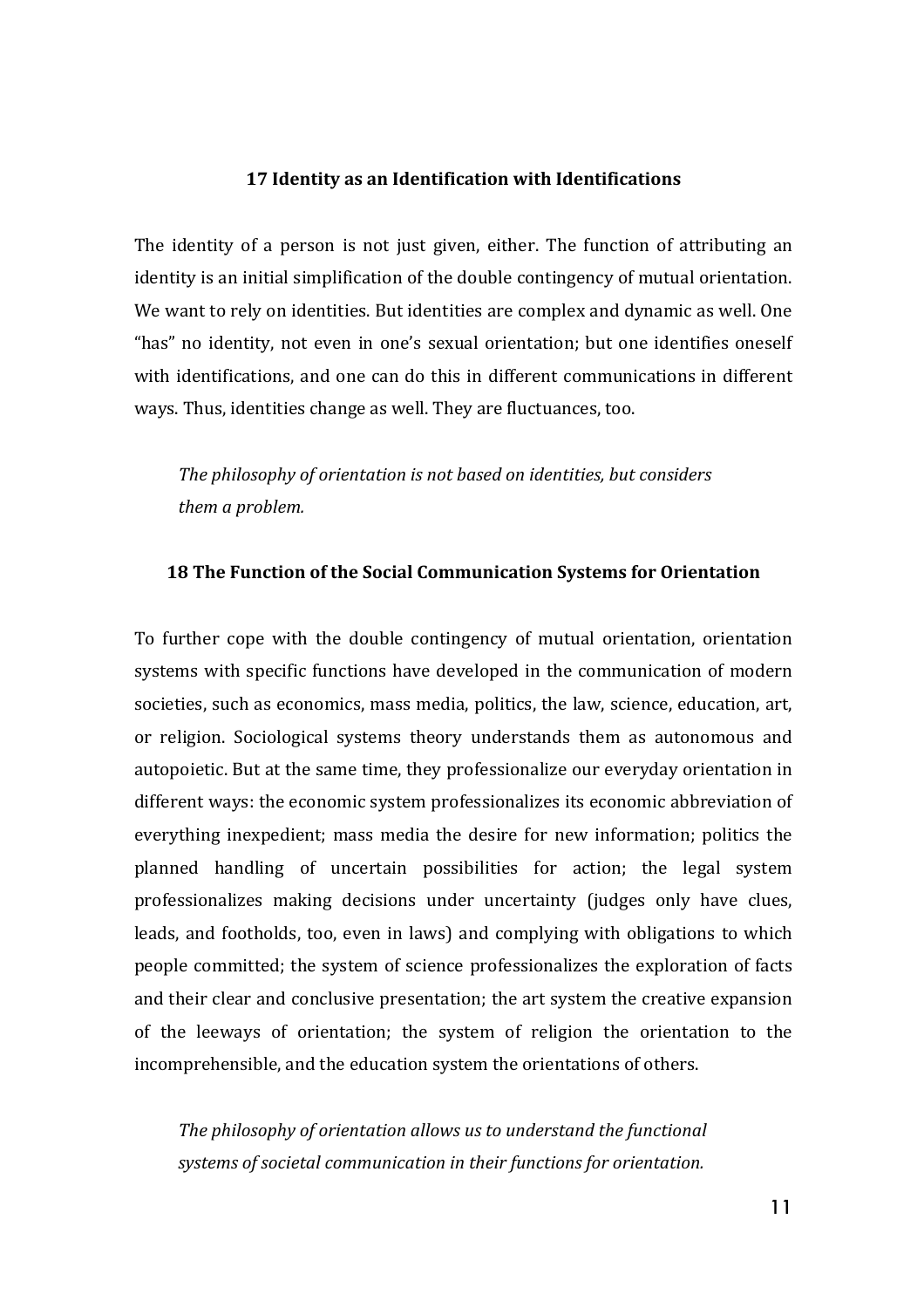### 17 Identity as an Identification with Identifications

The identity of a person is not just given, either. The function of attributing an identity is an initial simplification of the double contingency of mutual orientation. We want to rely on identities. But identities are complex and dynamic as well. One "has" no identity, not even in one's sexual orientation; but one identifies oneself with identifications, and one can do this in different communications in different ways. Thus, identities change as well. They are fluctuances, too.

> *The philosophy of orientation is not based on identities, but considers them a problem.*

### 18 The Function of the Social Communication Systems for Orientation

To further cope with the double contingency of mutual orientation, orientation systems with specific functions have developed in the communication of modern societies, such as economics, mass media, politics, the law, science, education, art, or religion. Sociological systems theory understands them as autonomous and autopoietic. But at the same time, they professionalize our everyday orientation in different ways: the economic system professionalizes its economic abbreviation of everything inexpedient; mass media the desire for new information; politics the planned handling of uncertain possibilities for action; the legal system professionalizes making decisions under uncertainty (judges only have clues, leads, and footholds, too, even in laws) and complying with obligations to which people committed; the system of science professionalizes the exploration of facts and their clear and conclusive presentation; the art system the creative expansion of the leeways of orientation; the system of religion the orientation to the incomprehensible, and the education system the orientations of others.

> *The philosophy of orientation allows us to understand the functional systems of societal communication in their functions for orientation.*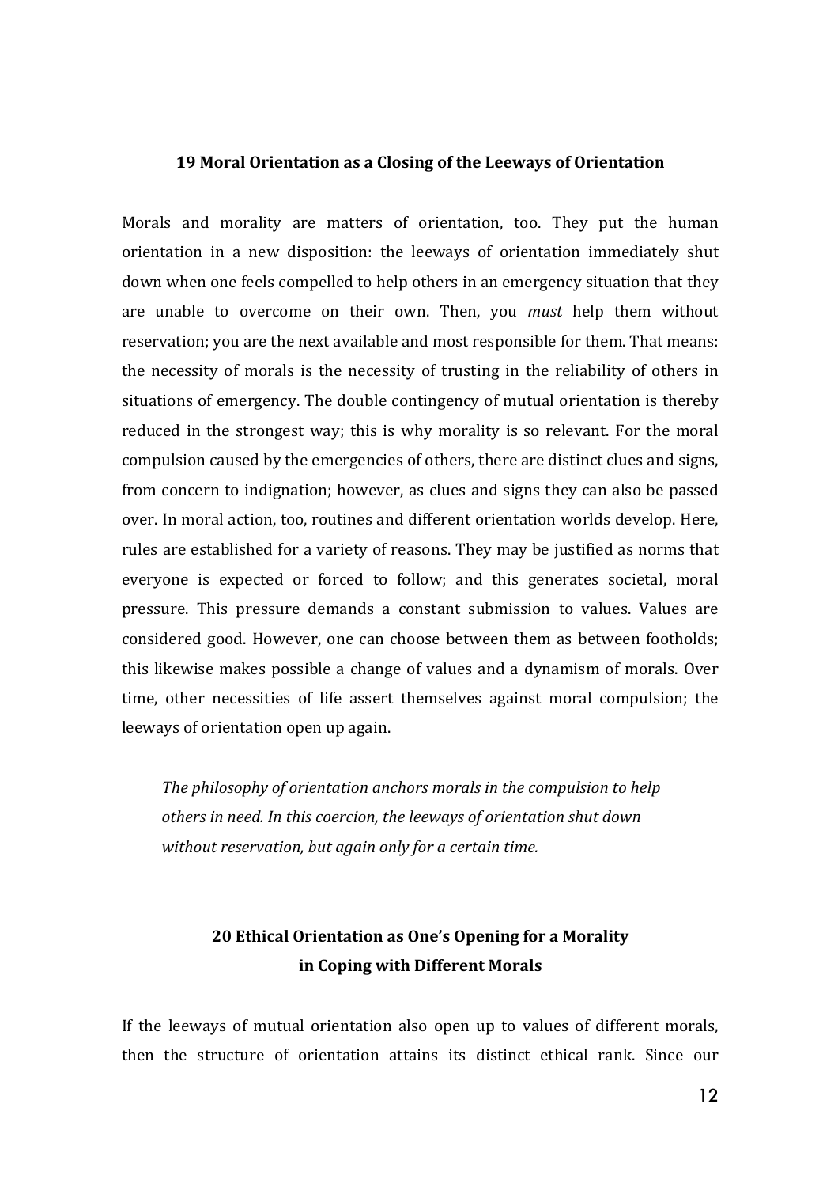## 19 Moral Orientation as a Closing of the Leeways of Orientation

Morals and morality are matters of orientation, too. They put the human orientation in a new disposition: the leeways of orientation immediately shut down when one feels compelled to help others in an emergency situation that they are unable to overcome on their own. Then, you *must* help them without reservation; you are the next available and most responsible for them. That means: the necessity of morals is the necessity of trusting in the reliability of others in situations of emergency. The double contingency of mutual orientation is thereby reduced in the strongest way; this is why morality is so relevant. For the moral compulsion caused by the emergencies of others, there are distinct clues and signs, from concern to indignation; however, as clues and signs they can also be passed over. In moral action, too, routines and different orientation worlds develop. Here, rules are established for a variety of reasons. They may be justified as norms that everyone is expected or forced to follow; and this generates societal, moral pressure. This pressure demands a constant submission to values. Values are considered good. However, one can choose between them as between footholds; this likewise makes possible a change of values and a dynamism of morals. Over time, other necessities of life assert themselves against moral compulsion; the leeways of orientation open up again.

> *The philosophy of orientation anchors morals in the compulsion to help others in need. In this coercion, the leeways of orientation shut down without reservation, but again only for a certain time.*

## 20 Ethical Orientation as One's Opening for a Morality in Coping with Different Morals

If the leeways of mutual orientation also open up to values of different morals, then the structure of orientation attains its distinct ethical rank. Since our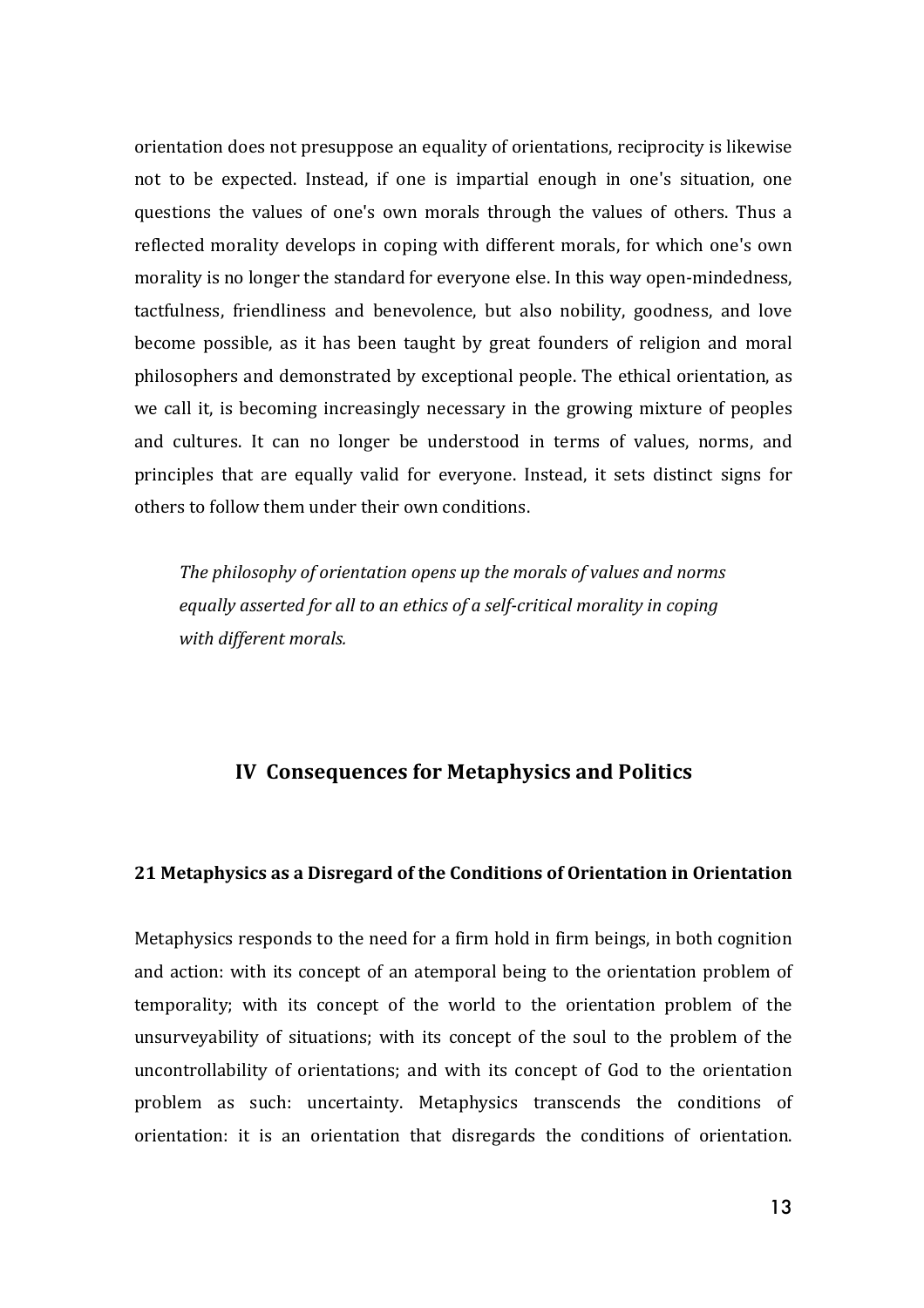orientation does not presuppose an equality of orientations, reciprocity is likewise not to be expected. Instead, if one is impartial enough in one's situation, one questions the values of one's own morals through the values of others. Thus a reflected morality develops in coping with different morals, for which one's own morality is no longer the standard for everyone else. In this way open-mindedness, tactfulness, friendliness and benevolence, but also nobility, goodness, and love become possible, as it has been taught by great founders of religion and moral philosophers and demonstrated by exceptional people. The ethical orientation, as we call it, is becoming increasingly necessary in the growing mixture of peoples and cultures. It can no longer be understood in terms of values, norms, and principles that are equally valid for everyone. Instead, it sets distinct signs for others to follow them under their own conditions.

*The philosophy of orientation opens up the morals of values and norms equally asserted for all to an ethics of a self-critical morality in coping with different morals.*

## IV Consequences for Metaphysics and Politics

### 21 Metaphysics as a Disregard of the Conditions of Orientation in Orientation

Metaphysics responds to the need for a firm hold in firm beings, in both cognition and action: with its concept of an atemporal being to the orientation problem of temporality; with its concept of the world to the orientation problem of the unsurveyability of situations; with its concept of the soul to the problem of the uncontrollability of orientations; and with its concept of God to the orientation problem as such: uncertainty. Metaphysics transcends the conditions of orientation: it is an orientation that disregards the conditions of orientation.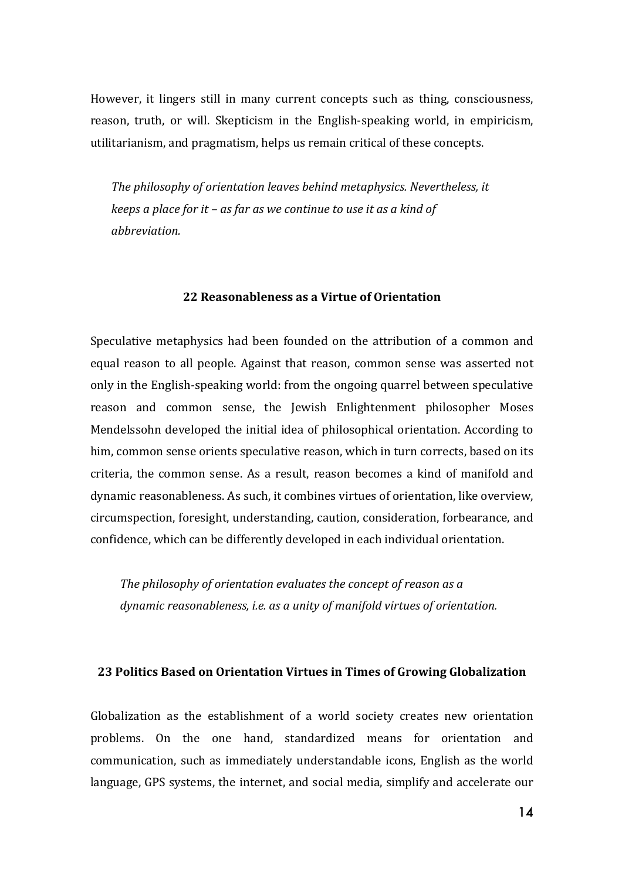However, it lingers still in many current concepts such as thing, consciousness, reason, truth, or will. Skepticism in the English-speaking world, in empiricism, utilitarianism, and pragmatism, helps us remain critical of these concepts.

> *The philosophy of orientation leaves behind metaphysics. Nevertheless, it keeps a place for it – as far as we continue to use it as a kind of abbreviation.*

### 22 Reasonableness as a Virtue of Orientation

Speculative metaphysics had been founded on the attribution of a common and equal reason to all people. Against that reason, common sense was asserted not only in the English-speaking world: from the ongoing quarrel between speculative reason and common sense, the Jewish Enlightenment philosopher Moses Mendelssohn developed the initial idea of philosophical orientation. According to him, common sense orients speculative reason, which in turn corrects, based on its criteria, the common sense. As a result, reason becomes a kind of manifold and dynamic reasonableness. As such, it combines virtues of orientation, like overview, circumspection, foresight, understanding, caution, consideration, forbearance, and confidence, which can be differently developed in each individual orientation.

> *The philosophy of orientation evaluates the concept of reason as a dynamic reasonableness, i.e. as a unity of manifold virtues of orientation.*

### 23 Politics Based on Orientation Virtues in Times of Growing Globalization

Globalization as the establishment of a world society creates new orientation problems. On the one hand, standardized means for orientation and communication, such as immediately understandable icons, English as the world language, GPS systems, the internet, and social media, simplify and accelerate our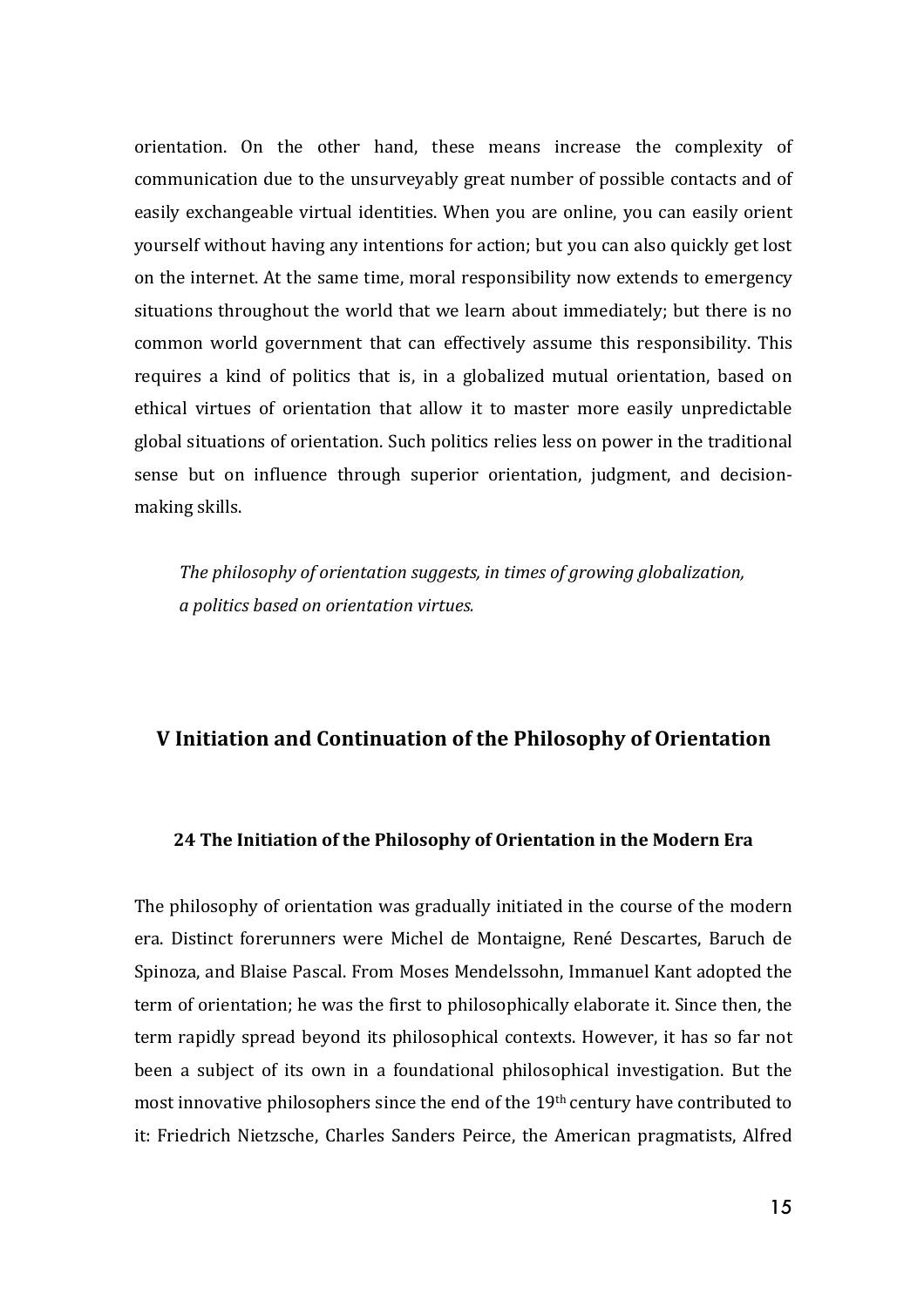orientation. On the other hand, these means increase the complexity of communication due to the unsurveyably great number of possible contacts and of easily exchangeable virtual identities. When you are online, you can easily orient yourself without having any intentions for action; but you can also quickly get lost on the internet. At the same time, moral responsibility now extends to emergency situations throughout the world that we learn about immediately; but there is no common world government that can effectively assume this responsibility. This requires a kind of politics that is, in a globalized mutual orientation, based on ethical virtues of orientation that allow it to master more easily unpredictable global situations of orientation. Such politics relies less on power in the traditional sense but on influence through superior orientation, judgment, and decision-making skills.

> *The philosophy of orientation suggests, in times of growing globalization, a politics based on orientation virtues.*

## V Initiation and Continuation of the Philosophy of Orientation

### 24 The Initiation of the Philosophy of Orientation in the Modern Era

The philosophy of orientation was gradually initiated in the course of the modern era. Distinct forerunners were Michel de Montaigne, René Descartes, Baruch de Spinoza, and Blaise Pascal. From Moses Mendelssohn, Immanuel Kant adopted the term of orientation; he was the first to philosophically elaborate it. Since then, the term rapidly spread beyond its philosophical contexts. However, it has so far not been a subject of its own in a foundational philosophical investigation. But the most innovative philosophers since the end of the 19th century have contributed to it: Friedrich Nietzsche, Charles Sanders Peirce, the American pragmatists, Alfred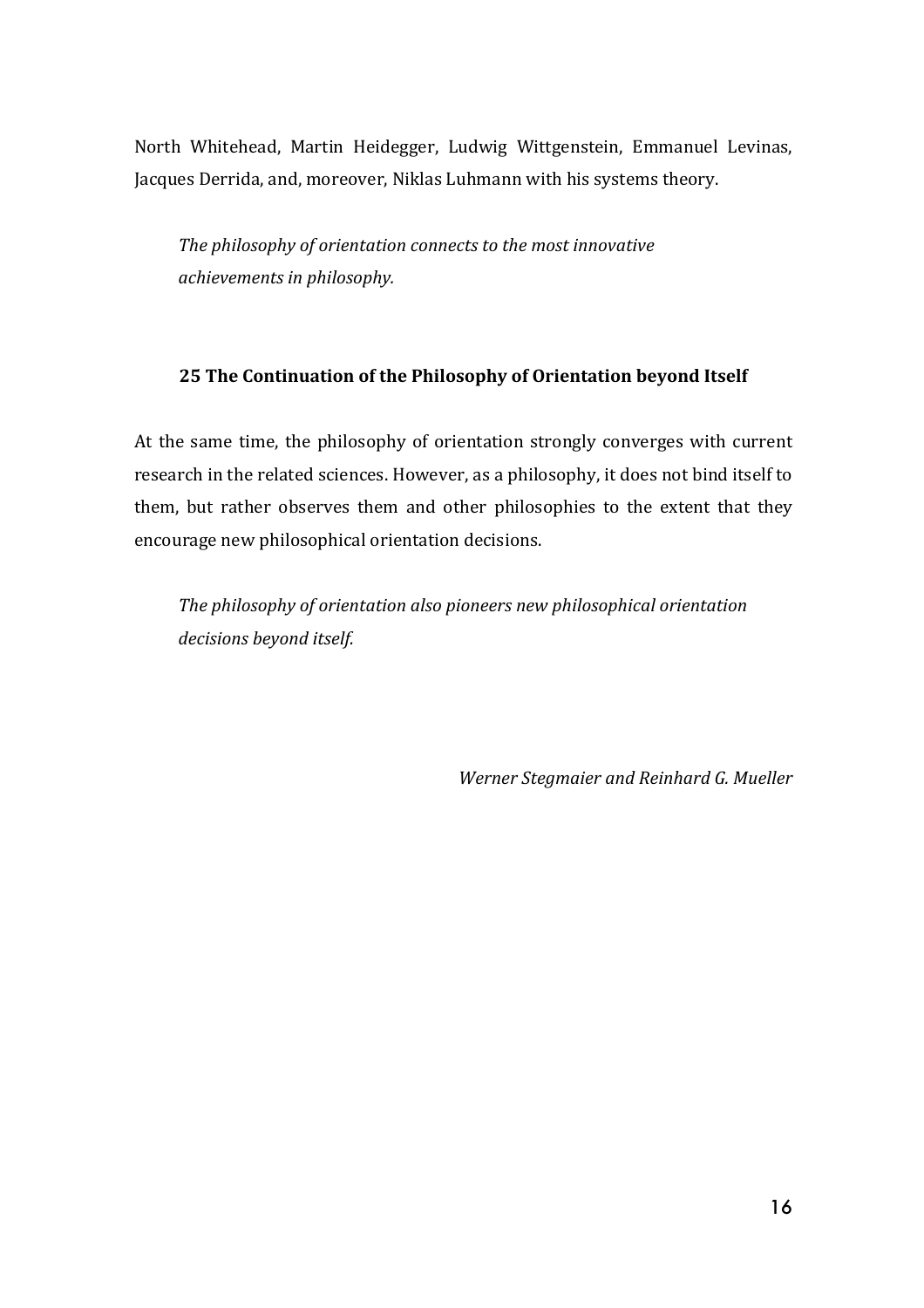North Whitehead, Martin Heidegger, Ludwig Wittgenstein, Emmanuel Levinas, Jacques Derrida, and, moreover, Niklas Luhmann with his systems theory.

> *The philosophy of orientation connects to the most innovative achievements in philosophy.*

### 25 The Continuation of the Philosophy of Orientation beyond Itself

At the same time, the philosophy of orientation strongly converges with current research in the related sciences. However, as a philosophy, it does not bind itself to them, but rather observes them and other philosophies to the extent that they encourage new philosophical orientation decisions.

> *The philosophy of orientation also pioneers new philosophical orientation decisions beyond itself.*

*Werner Stegmaier and Reinhard G. Mueller*